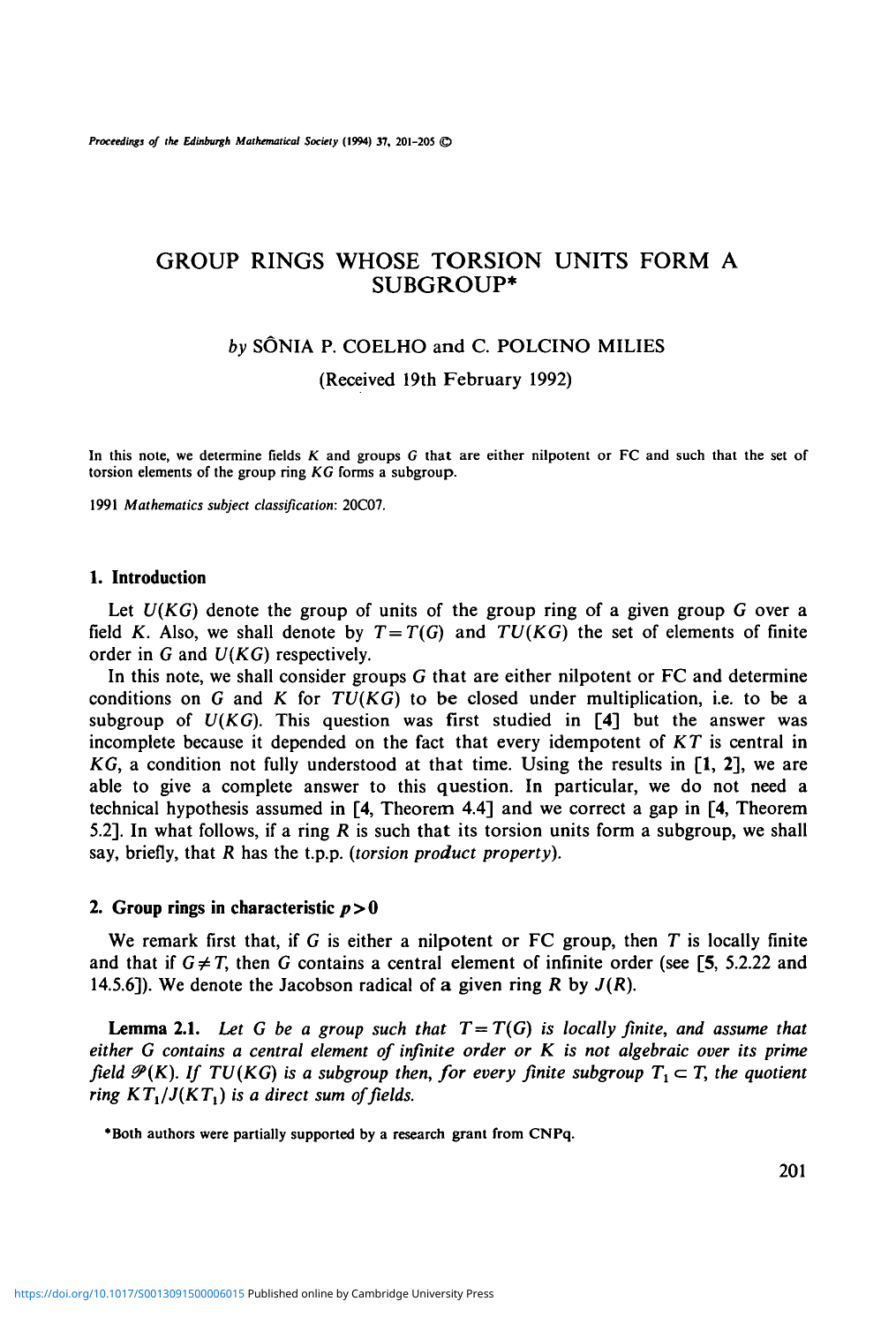# GROUP RINGS WHOSE TORSION UNITS FORM A SUBGROUP*

*by* SÔNIA P. COELHO and C. POLCINO MILIES

(Received 19th February 1992)

In this note, we determine fields $K$ and groups $G$ that are either nilpotent or FC and such that the set of torsion elements of the group ring $KG$ forms a subgroup.

1991 *Mathematics subject classification*: 20C07.

## 1. Introduction

Let $U(KG)$ denote the group of units of the group ring of a given group $G$ over a field $K$. Also, we shall denote by $T=T(G)$ and $TU(KG)$ the set of elements of finite order in $G$ and $U(KG)$ respectively.

In this note, we shall consider groups $G$ that are either nilpotent or FC and determine conditions on $G$ and $K$ for $TU(KG)$ to be closed under multiplication, i.e. to be a subgroup of $U(KG)$. This question was first studied in [4] but the answer was incomplete because it depended on the fact that every idempotent of $KT$ is central in $KG$, a condition not fully understood at that time. Using the results in [1, 2], we are able to give a complete answer to this question. In particular, we do not need a technical hypothesis assumed in [4, Theorem 4.4] and we correct a gap in [4, Theorem 5.2]. In what follows, if a ring $R$ is such that its torsion units form a subgroup, we shall say, briefly, that $R$ has the t.p.p. (*torsion product property*).

## 2. Group rings in characteristic $p>0$

We remark first that, if $G$ is either a nilpotent or FC group, then $T$ is locally finite and that if $G \neq T$, then $G$ contains a central element of infinite order (see [5, 5.2.22 and 14.5.6]). We denote the Jacobson radical of a given ring $R$ by $J(R)$.

**Lemma 2.1.** *Let $G$ be a group such that $T=T(G)$ is locally finite, and assume that either $G$ contains a central element of infinite order or $K$ is not algebraic over its prime field $\mathscr{P}(K)$. If $TU(KG)$ is a subgroup then, for every finite subgroup $T_1 \subset T$, the quotient ring $KT_1/J(KT_1)$ is a direct sum of fields.*

*Both authors were partially supported by a research grant from CNPq.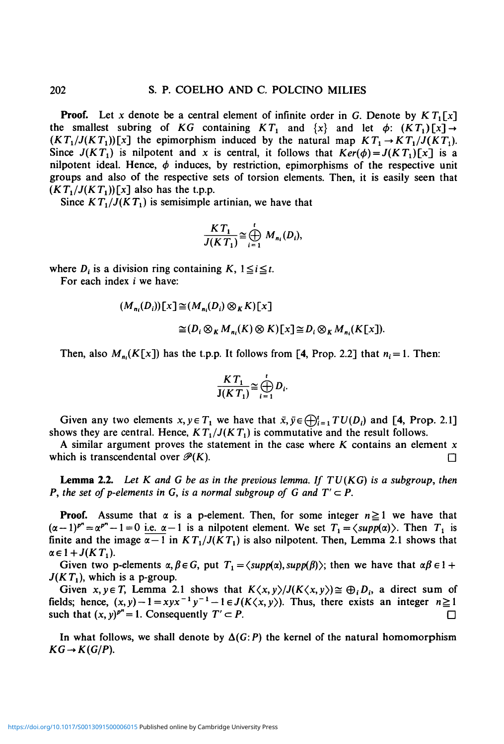**Proof.** Let $x$ denote be a central element of infinite order in $G$. Denote by $KT_1[x]$ the smallest subring of $KG$ containing $KT_1$ and $\{x\}$ and let $\phi$: $(KT_1)[x] \to (KT_1/J(KT_1))[x]$ the epimorphism induced by the natural map $KT_1 \to KT_1/J(KT_1)$. Since $J(KT_1)$ is nilpotent and $x$ is central, it follows that $Ker(\phi) = J(KT_1)[x]$ is a nilpotent ideal. Hence, $\phi$ induces, by restriction, epimorphisms of the respective unit groups and also of the respective sets of torsion elements. Then, it is easily seen that $(KT_1/J(KT_1))[x]$ also has the t.p.p.

Since $KT_1/J(KT_1)$ is semisimple artinian, we have that

$$\frac{KT_1}{J(KT_1)} \cong \bigoplus_{i=1}^{t} M_{n_i}(D_i),$$

where $D_i$ is a division ring containing $K$, $1 \leqq i \leqq t$.

For each index $i$ we have:

$$(M_{n_i}(D_i))[x] \cong (M_{n_i}(D_i) \otimes_K K)[x]$$

$$\cong (D_i \otimes_K M_{n_i}(K) \otimes K)[x] \cong D_i \otimes_K M_{n_i}(K[x]).$$

Then, also $M_{n_i}(K[x])$ has the t.p.p. It follows from [4, Prop. 2.2] that $n_i = 1$. Then:

$$\frac{KT_1}{J(KT_1)} \cong \bigoplus_{i=1}^{t} D_i.$$

Given any two elements $x, y \in T_1$ we have that $\bar{x}, \bar{y} \in \bigoplus_{i=1}^{t} TU(D_i)$ and [4, Prop. 2.1] shows they are central. Hence, $KT_1/J(KT_1)$ is commutative and the result follows.

A similar argument proves the statement in the case where $K$ contains an element $x$ which is transcendental over $\mathscr{P}(K)$. □

**Lemma 2.2.** *Let $K$ and $G$ be as in the previous lemma. If $TU(KG)$ is a subgroup, then $P$, the set of p-elements in $G$, is a normal subgroup of $G$ and $T' \subset P$.*

**Proof.** Assume that $\alpha$ is a p-element. Then, for some integer $n \geqq 1$ we have that $(\alpha - 1)^{p^n} = \alpha^{p^n} - 1 = 0$ i.e. $\alpha - 1$ is a nilpotent element. We set $T_1 = \langle supp(\alpha) \rangle$. Then $T_1$ is finite and the image $\alpha - 1$ in $KT_1/J(KT_1)$ is also nilpotent. Then, Lemma 2.1 shows that $\alpha \in 1 + J(KT_1)$.

Given two p-elements $\alpha, \beta \in G$, put $T_1 = \langle supp(\alpha), supp(\beta) \rangle$; then we have that $\alpha\beta \in 1 + J(KT_1)$, which is a p-group.

Given $x, y \in T$, Lemma 2.1 shows that $K\langle x, y \rangle / J(K\langle x, y \rangle) \cong \oplus_i D_i$, a direct sum of fields; hence, $(x, y) - 1 = xyx^{-1}y^{-1} - 1 \in J(K\langle x, y \rangle)$. Thus, there exists an integer $n \geqq 1$ such that $(x, y)^{p^n} = 1$. Consequently $T' \subset P$. □

In what follows, we shall denote by $\Delta(G:P)$ the kernel of the natural homomorphism $KG \to K(G/P)$.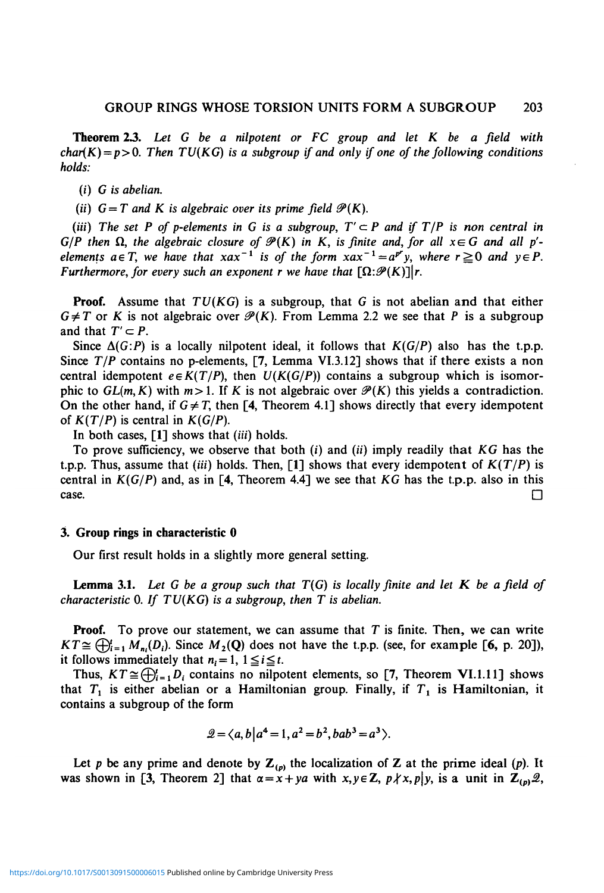**Theorem 2.3.** *Let $G$ be a nilpotent or FC group and let $K$ be a field with $char(K)=p>0$. Then $TU(KG)$ is a subgroup if and only if one of the following conditions holds:*

(*i*) *$G$ is abelian.*

(*ii*) *$G=T$ and $K$ is algebraic over its prime field $\mathscr{P}(K)$.*

(*iii*) *The set $P$ of $p$-elements in $G$ is a subgroup, $T'\subset P$ and if $T/P$ is non central in $G/P$ then $\Omega$, the algebraic closure of $\mathscr{P}(K)$ in $K$, is finite and, for all $x\in G$ and all $p'$-elements $a\in T$, we have that $xax^{-1}$ is of the form $xax^{-1}=a^{p^r}y$, where $r\geqq 0$ and $y\in P$. Furthermore, for every such an exponent $r$ we have that $[\Omega:\mathscr{P}(K)]\,|\,r$.*

**Proof.** Assume that $TU(KG)$ is a subgroup, that $G$ is not abelian and that either $G\neq T$ or $K$ is not algebraic over $\mathscr{P}(K)$. From Lemma 2.2 we see that $P$ is a subgroup and that $T'\subset P$.

Since $\Delta(G:P)$ is a locally nilpotent ideal, it follows that $K(G/P)$ also has the t.p.p. Since $T/P$ contains no p-elements, [7, Lemma VI.3.12] shows that if there exists a non central idempotent $e\in K(T/P)$, then $U(K(G/P))$ contains a subgroup which is isomorphic to $GL(m,K)$ with $m>1$. If $K$ is not algebraic over $\mathscr{P}(K)$ this yields a contradiction. On the other hand, if $G\neq T$, then [4, Theorem 4.1] shows directly that every idempotent of $K(T/P)$ is central in $K(G/P)$.

In both cases, [1] shows that (*iii*) holds.

To prove sufficiency, we observe that both (*i*) and (*ii*) imply readily that $KG$ has the t.p.p. Thus, assume that (*iii*) holds. Then, [1] shows that every idempotent of $K(T/P)$ is central in $K(G/P)$ and, as in [4, Theorem 4.4] we see that $KG$ has the t.p.p. also in this case. □

## 3. Group rings in characteristic 0

Our first result holds in a slightly more general setting.

**Lemma 3.1.** *Let $G$ be a group such that $T(G)$ is locally finite and let $K$ be a field of characteristic 0. If $TU(KG)$ is a subgroup, then $T$ is abelian.*

**Proof.** To prove our statement, we can assume that $T$ is finite. Then, we can write $KT\cong\bigoplus_{i=1}^{t}M_{n_i}(D_i)$. Since $M_2(\mathbf{Q})$ does not have the t.p.p. (see, for example [6, p. 20]), it follows immediately that $n_i=1$, $1\leqq i\leqq t$.

Thus, $KT\cong\bigoplus_{i=1}^{t}D_i$ contains no nilpotent elements, so [7, Theorem VI.1.11] shows that $T_1$ is either abelian or a Hamiltonian group. Finally, if $T_1$ is Hamiltonian, it contains a subgroup of the form

$$\mathscr{Q}=\langle a,b\,|\,a^4=1, a^2=b^2, bab^3=a^3\rangle.$$

Let $p$ be any prime and denote by $\mathbf{Z}_{(p)}$ the localization of $\mathbf{Z}$ at the prime ideal $(p)$. It was shown in [3, Theorem 2] that $\alpha=x+ya$ with $x,y\in\mathbf{Z}$, $p\nmid x, p|y$, is a unit in $\mathbf{Z}_{(p)}\mathscr{Q}$,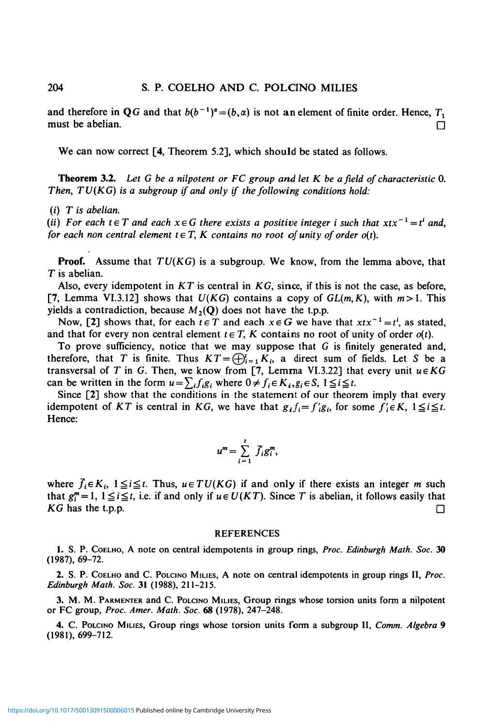and therefore in $\mathbf{Q}G$ and that $b(b^{-1})^{\alpha}=(b,\alpha)$ is not an element of finite order. Hence, $T_1$ must be abelian. □

We can now correct [**4**, Theorem 5.2], which should be stated as follows.

**Theorem 3.2.** *Let $G$ be a nilpotent or FC group and let $K$ be a field of characteristic* 0. *Then, $TU(KG)$ is a subgroup if and only if the following conditions hold:*

*(i) $T$ is abelian.*
*(ii) For each $t\in T$ and each $x\in G$ there exists a positive integer $i$ such that $xtx^{-1}=t^i$ and, for each non central element $t\in T$, $K$ contains no root of unity of order $o(t)$.*

**Proof.** Assume that $TU(KG)$ is a subgroup. We know, from the lemma above, that $T$ is abelian.

Also, every idempotent in $KT$ is central in $KG$, since, if this is not the case, as before, [7, Lemma VI.3.12] shows that $U(KG)$ contains a copy of $GL(m,K)$, with $m>1$. This yields a contradiction, because $M_2(\mathbf{Q})$ does not have the t.p.p.

Now, [2] shows that, for each $t\in T$ and each $x\in G$ we have that $xtx^{-1}=t^i$, as stated, and that for every non central element $t\in T$, $K$ contains no root of unity of order $o(t)$.

To prove sufficiency, notice that we may suppose that $G$ is finitely generated and, therefore, that $T$ is finite. Thus $KT=\bigoplus_{i=1}^{t}K_i$, a direct sum of fields. Let $S$ be a transversal of $T$ in $G$. Then, we know from [7, Lemma VI.3.22] that every unit $u\in KG$ can be written in the form $u=\sum_i f_i g_i$ where $0\neq f_i\in K_i, g_i\in S$, $1\leqq i\leqq t$.

Since [2] show that the conditions in the statement of our theorem imply that every idempotent of $KT$ is central in $KG$, we have that $g_i f_i = f_i' g_i$, for some $f_i'\in K$, $1\leqq i\leqq t$. Hence:

$$u^m=\sum_{i=1}^{t}\bar{f}_i g_i^m,$$

where $\bar{f}_i\in K_i$, $1\leqq i\leqq t$. Thus, $u\in TU(KG)$ if and only if there exists an integer $m$ such that $g_i^m=1$, $1\leqq i\leqq t$, i.e. if and only if $u\in U(KT)$. Since $T$ is abelian, it follows easily that $KG$ has the t.p.p. □

## REFERENCES

1. S. P. Coelho, A note on central idempotents in group rings, *Proc. Edinburgh Math. Soc.* **30** (1987), 69–72.

2. S. P. Coelho and C. Polcino Milies, A note on central idempotents in group rings II, *Proc. Edinburgh Math. Soc.* **31** (1988), 211–215.

3. M. M. Parmenter and C. Polcino Milies, Group rings whose torsion units form a nilpotent or FC group, *Proc. Amer. Math. Soc.* **68** (1978), 247–248.

4. C. Polcino Milies, Group rings whose torsion units form a subgroup II, *Comm. Algebra* **9** (1981), 699–712.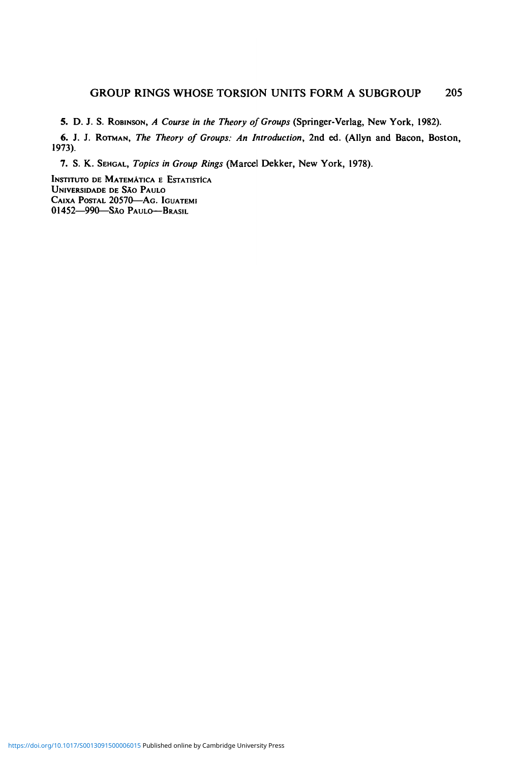5. D. J. S. Robinson, *A Course in the Theory of Groups* (Springer-Verlag, New York, 1982).

6. J. J. Rotman, *The Theory of Groups: An Introduction*, 2nd ed. (Allyn and Bacon, Boston, 1973).

7. S. K. Sehgal, *Topics in Group Rings* (Marcel Dekker, New York, 1978).

Instituto de Matemática e Estatística
Universidade de São Paulo
Caixa Postal 20570—Ag. Iguatemi
01452—990—São Paulo—Brasil